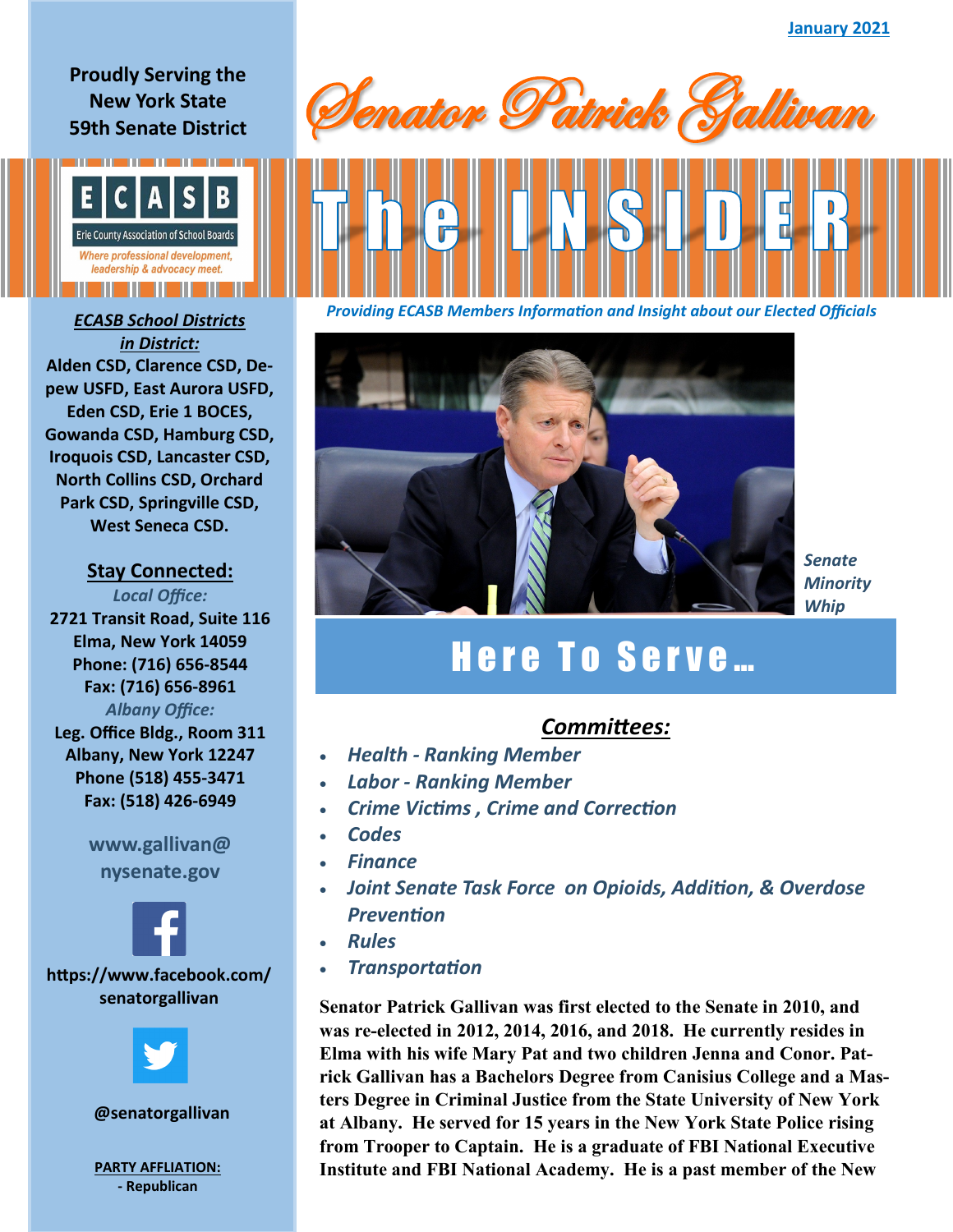January 2021

# Senator Patrick Gallivan

# The INSIDER

*Providing ECASB Members Information and Insight about our Elected Officials*

**Proudly Serving the New York State 59th Senate District**

ECASB
Erie County Association of School Boards
*Where professional development, leadership & advocacy meet.*

***ECASB School Districts in District:***
**Alden CSD, Clarence CSD, Depew USFD, East Aurora USFD, Eden CSD, Erie 1 BOCES, Gowanda CSD, Hamburg CSD, Iroquois CSD, Lancaster CSD, North Collins CSD, Orchard Park CSD, Springville CSD, West Seneca CSD.**

**Stay Connected:**

*Local Office:*
**2721 Transit Road, Suite 116**
**Elma, New York 14059**
**Phone: (716) 656-8544**
**Fax: (716) 656-8961**

*Albany Office:*
**Leg. Office Bldg., Room 311**
**Albany, New York 12247**
**Phone (518) 455-3471**
**Fax: (518) 426-6949**

**www.gallivan@nysenate.gov**

**https://www.facebook.com/senatorgallivan**

**@senatorgallivan**

**PARTY AFFLIATION:**
**- Republican**

*Senate Minority Whip*

## Here To Serve…

### *Committees:*

- ***Health - Ranking Member***
- ***Labor - Ranking Member***
- ***Crime Victims , Crime and Correction***
- ***Codes***
- ***Finance***
- ***Joint Senate Task Force on Opioids, Addition, & Overdose Prevention***
- ***Rules***
- ***Transportation***

**Senator Patrick Gallivan was first elected to the Senate in 2010, and was re-elected in 2012, 2014, 2016, and 2018. He currently resides in Elma with his wife Mary Pat and two children Jenna and Conor. Patrick Gallivan has a Bachelors Degree from Canisius College and a Masters Degree in Criminal Justice from the State University of New York at Albany. He served for 15 years in the New York State Police rising from Trooper to Captain. He is a graduate of FBI National Executive Institute and FBI National Academy. He is a past member of the New**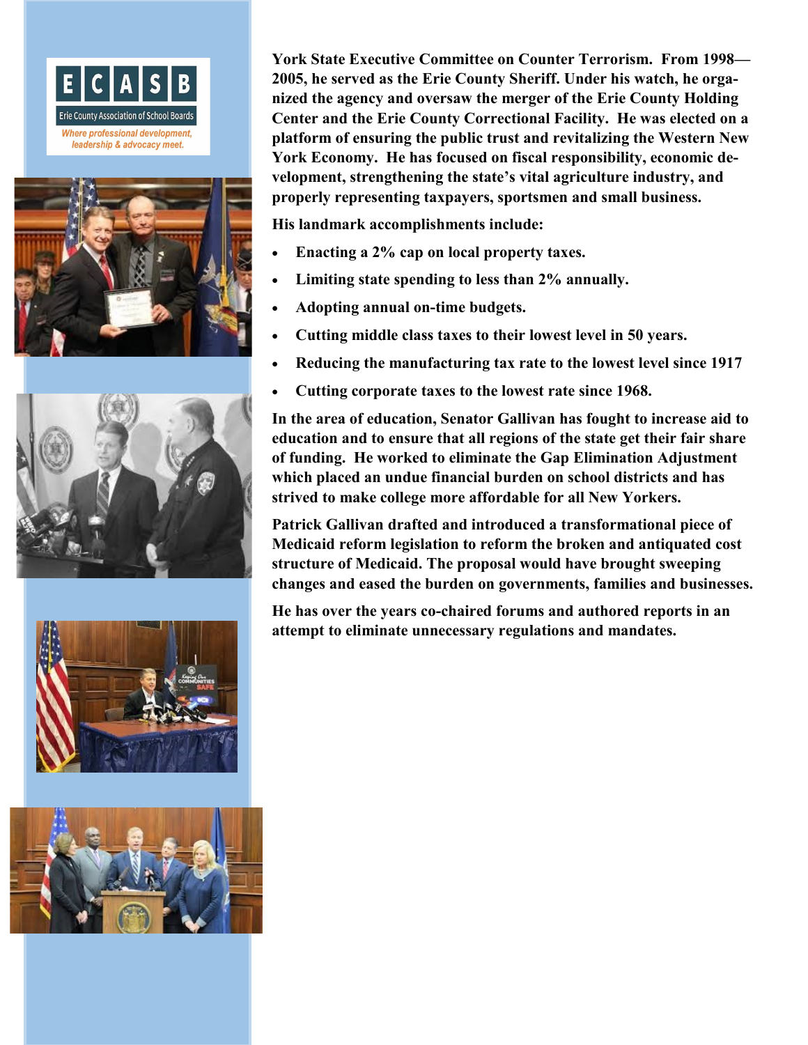**York State Executive Committee on Counter Terrorism. From 1998—2005, he served as the Erie County Sheriff. Under his watch, he organized the agency and oversaw the merger of the Erie County Holding Center and the Erie County Correctional Facility. He was elected on a platform of ensuring the public trust and revitalizing the Western New York Economy. He has focused on fiscal responsibility, economic development, strengthening the state's vital agriculture industry, and properly representing taxpayers, sportsmen and small business.**

**His landmark accomplishments include:**

- **Enacting a 2% cap on local property taxes.**
- **Limiting state spending to less than 2% annually.**
- **Adopting annual on-time budgets.**
- **Cutting middle class taxes to their lowest level in 50 years.**
- **Reducing the manufacturing tax rate to the lowest level since 1917**
- **Cutting corporate taxes to the lowest rate since 1968.**

**In the area of education, Senator Gallivan has fought to increase aid to education and to ensure that all regions of the state get their fair share of funding. He worked to eliminate the Gap Elimination Adjustment which placed an undue financial burden on school districts and has strived to make college more affordable for all New Yorkers.**

**Patrick Gallivan drafted and introduced a transformational piece of Medicaid reform legislation to reform the broken and antiquated cost structure of Medicaid. The proposal would have brought sweeping changes and eased the burden on governments, families and businesses.**

**He has over the years co-chaired forums and authored reports in an attempt to eliminate unnecessary regulations and mandates.**